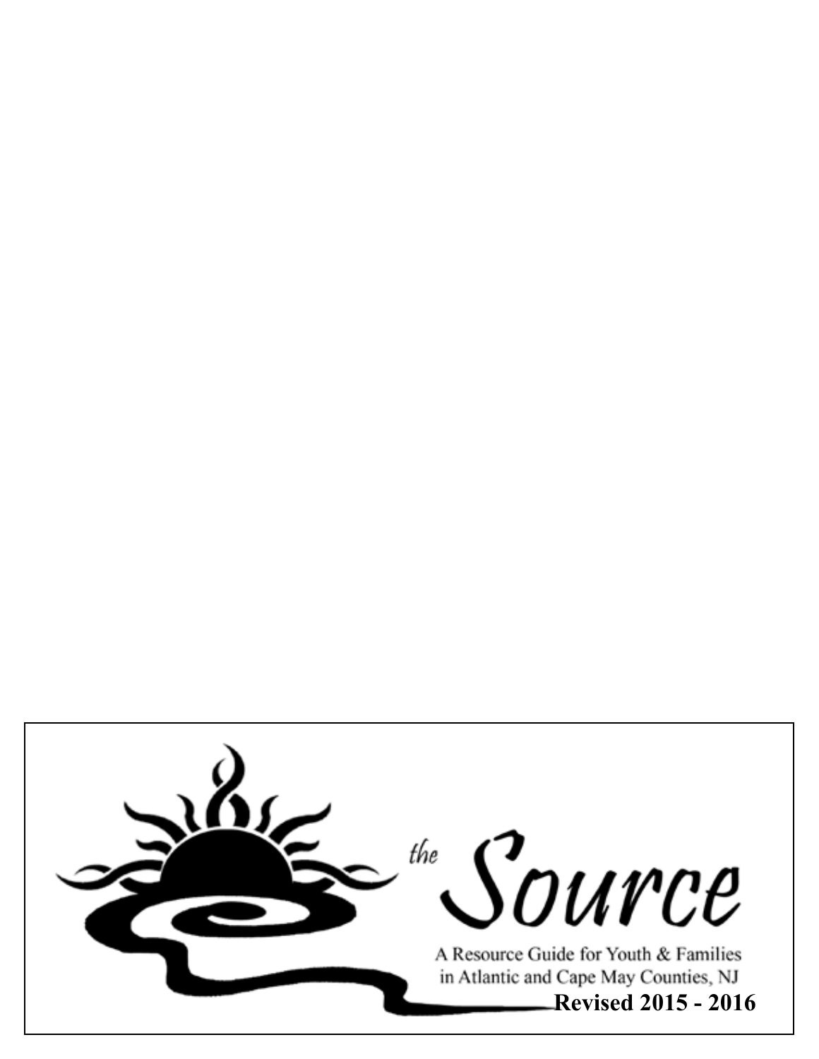# *the Source*

A Resource Guide for Youth & Families in Atlantic and Cape May Counties, NJ

**Revised 2015 - 2016**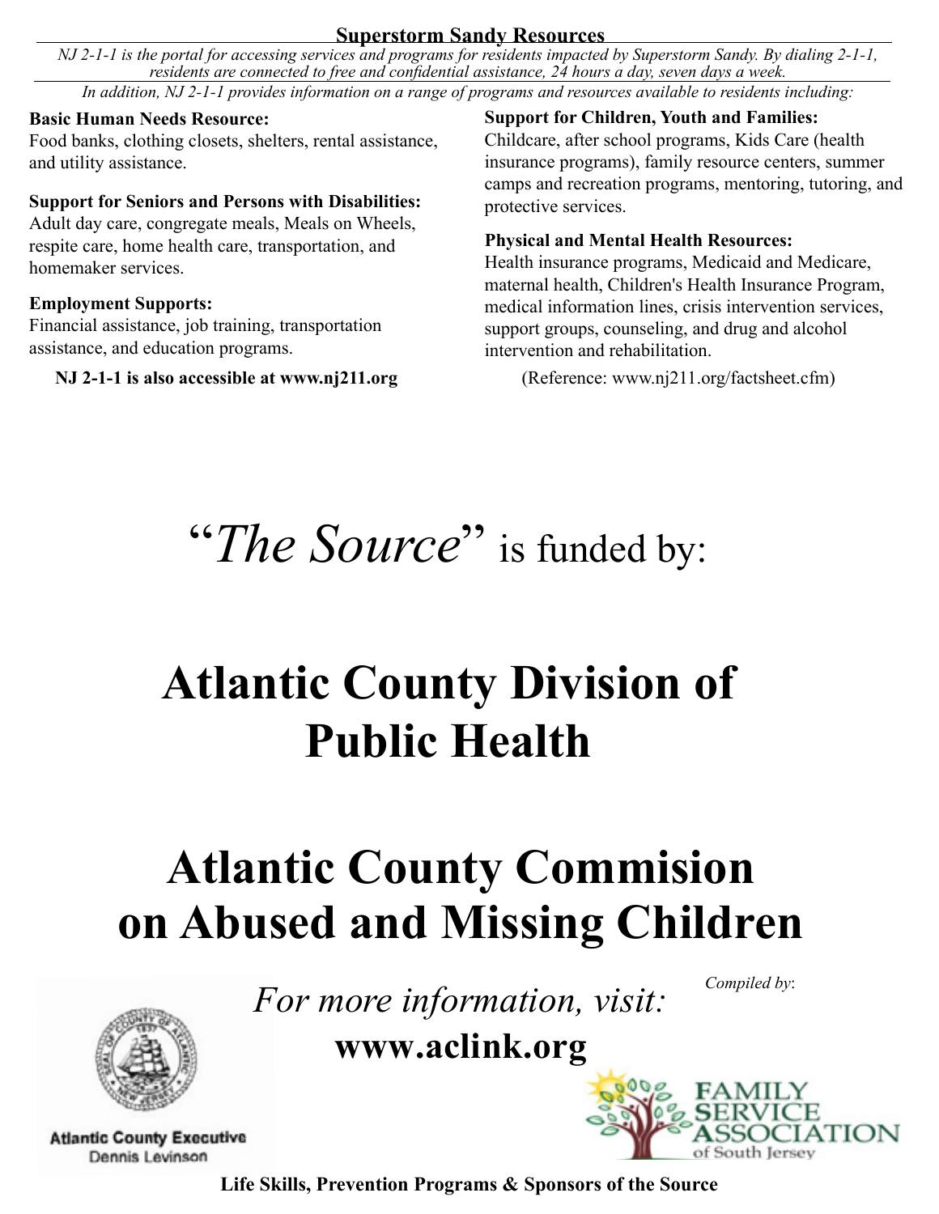## Superstorm Sandy Resources

*NJ 2-1-1 is the portal for accessing services and programs for residents impacted by Superstorm Sandy. By dialing 2-1-1, residents are connected to free and confidential assistance, 24 hours a day, seven days a week.*

*In addition, NJ 2-1-1 provides information on a range of programs and resources available to residents including:*

**Basic Human Needs Resource:**
Food banks, clothing closets, shelters, rental assistance, and utility assistance.

**Support for Seniors and Persons with Disabilities:**
Adult day care, congregate meals, Meals on Wheels, respite care, home health care, transportation, and homemaker services.

**Employment Supports:**
Financial assistance, job training, transportation assistance, and education programs.

**NJ 2-1-1 is also accessible at www.nj211.org**

**Support for Children, Youth and Families:**
Childcare, after school programs, Kids Care (health insurance programs), family resource centers, summer camps and recreation programs, mentoring, tutoring, and protective services.

**Physical and Mental Health Resources:**
Health insurance programs, Medicaid and Medicare, maternal health, Children's Health Insurance Program, medical information lines, crisis intervention services, support groups, counseling, and drug and alcohol intervention and rehabilitation.

(Reference: www.nj211.org/factsheet.cfm)

# "*The Source*" is funded by:

# Atlantic County Division of Public Health

# Atlantic County Commision on Abused and Missing Children

*For more information, visit:*

**www.aclink.org**

*Compiled by*:

Atlantic County Executive
Dennis Levinson

FAMILY SERVICE ASSOCIATION of South Jersey

**Life Skills, Prevention Programs & Sponsors of the Source**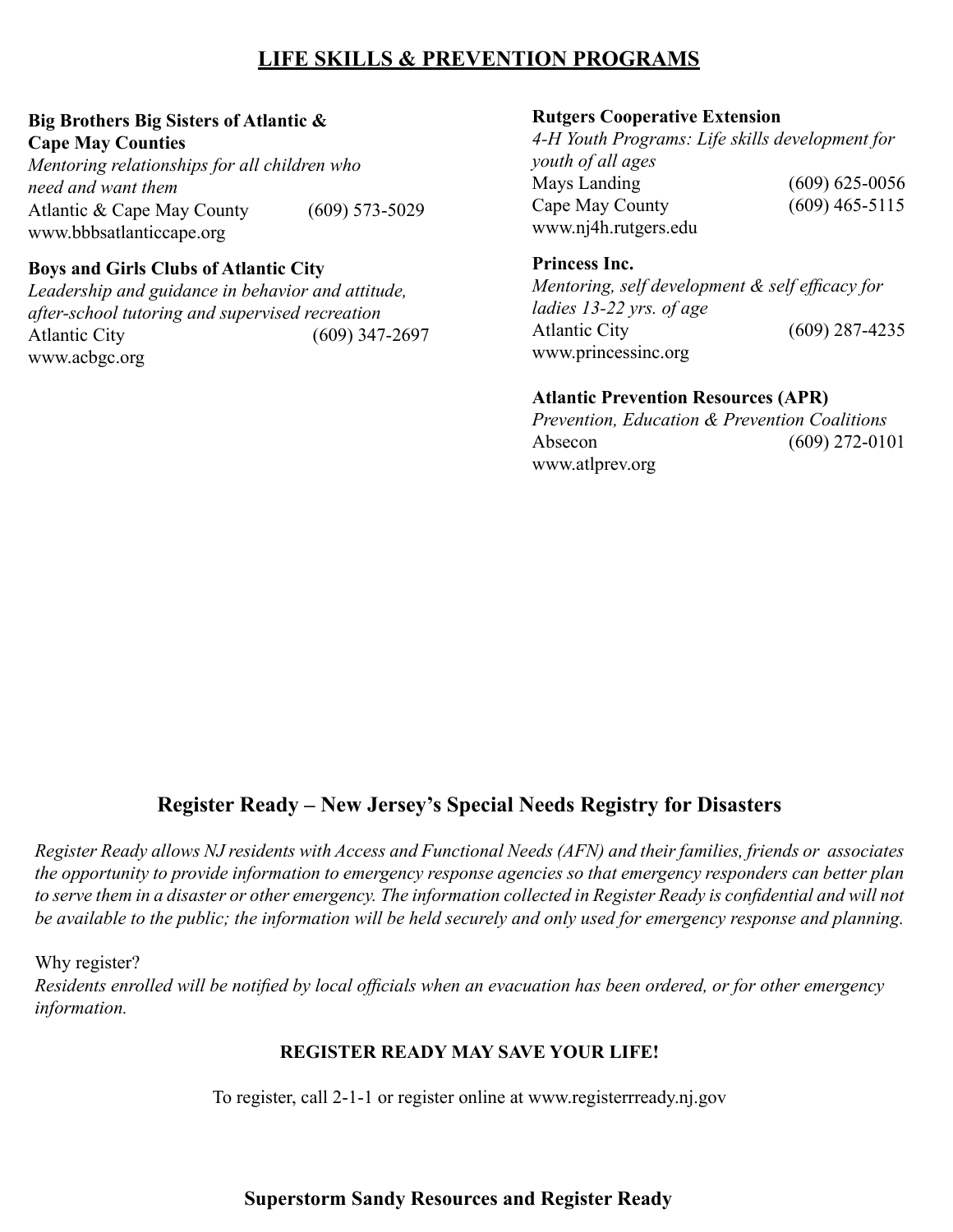## LIFE SKILLS & PREVENTION PROGRAMS

**Big Brothers Big Sisters of Atlantic & Cape May Counties**
*Mentoring relationships for all children who need and want them*
Atlantic & Cape May County (609) 573-5029
www.bbbsatlanticcape.org

**Boys and Girls Clubs of Atlantic City**
*Leadership and guidance in behavior and attitude, after-school tutoring and supervised recreation*
Atlantic City (609) 347-2697
www.acbgc.org

**Rutgers Cooperative Extension**
*4-H Youth Programs: Life skills development for youth of all ages*
Mays Landing (609) 625-0056
Cape May County (609) 465-5115
www.nj4h.rutgers.edu

**Princess Inc.**
*Mentoring, self development & self efficacy for ladies 13-22 yrs. of age*
Atlantic City (609) 287-4235
www.princessinc.org

**Atlantic Prevention Resources (APR)**
*Prevention, Education & Prevention Coalitions*
Absecon (609) 272-0101
www.atlprev.org

## Register Ready – New Jersey's Special Needs Registry for Disasters

*Register Ready allows NJ residents with Access and Functional Needs (AFN) and their families, friends or associates the opportunity to provide information to emergency response agencies so that emergency responders can better plan to serve them in a disaster or other emergency. The information collected in Register Ready is confidential and will not be available to the public; the information will be held securely and only used for emergency response and planning.*

Why register?
*Residents enrolled will be notified by local officials when an evacuation has been ordered, or for other emergency information.*

**REGISTER READY MAY SAVE YOUR LIFE!**

To register, call 2-1-1 or register online at www.registerrready.nj.gov

**Superstorm Sandy Resources and Register Ready**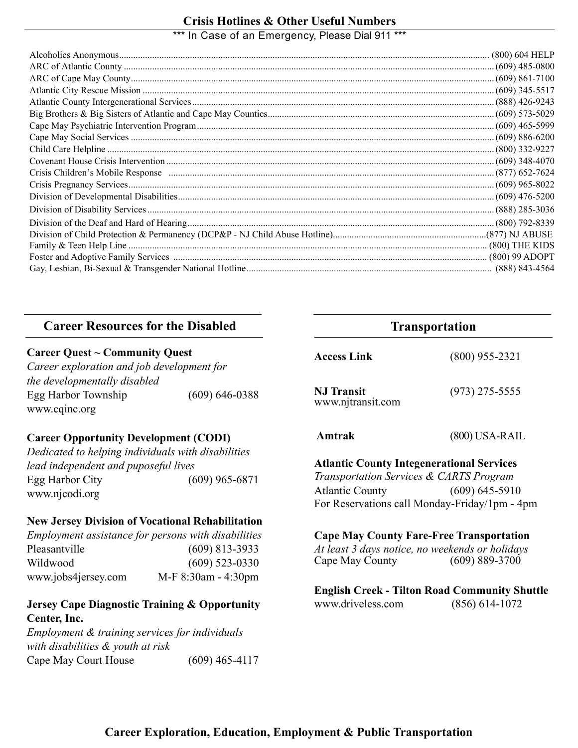## Crisis Hotlines & Other Useful Numbers

*** In Case of an Emergency, Please Dial 911 ***

| | |
|---|---|
| Alcoholics Anonymous | (800) 604 HELP |
| ARC of Atlantic County | (609) 485-0800 |
| ARC of Cape May County | (609) 861-7100 |
| Atlantic City Rescue Mission | (609) 345-5517 |
| Atlantic County Intergenerational Services | (888) 426-9243 |
| Big Brothers & Big Sisters of Atlantic and Cape May Counties | (609) 573-5029 |
| Cape May Psychiatric Intervention Program | (609) 465-5999 |
| Cape May Social Services | (609) 886-6200 |
| Child Care Helpline | (800) 332-9227 |
| Covenant House Crisis Intervention | (609) 348-4070 |
| Crisis Children's Mobile Response | (877) 652-7624 |
| Crisis Pregnancy Services | (609) 965-8022 |
| Division of Developmental Disabilities | (609) 476-5200 |
| Division of Disability Services | (888) 285-3036 |
| Division of the Deaf and Hard of Hearing | (800) 792-8339 |
| Division of Child Protection & Permanency (DCP&P - NJ Child Abuse Hotline) | (877) NJ ABUSE |
| Family & Teen Help Line | (800) THE KIDS |
| Foster and Adoptive Family Services | (800) 99 ADOPT |
| Gay, Lesbian, Bi-Sexual & Transgender National Hotline | (888) 843-4564 |

## Career Resources for the Disabled

**Career Quest ~ Community Quest**
*Career exploration and job development for the developmentally disabled*
Egg Harbor Township (609) 646-0388
www.cqinc.org

**Career Opportunity Development (CODI)**
*Dedicated to helping individuals with disabilities lead independent and puposeful lives*
Egg Harbor City (609) 965-6871
www.njcodi.org

**New Jersey Division of Vocational Rehabilitation**
*Employment assistance for persons with disabilities*
Pleasantville (609) 813-3933
Wildwood (609) 523-0330
www.jobs4jersey.com M-F 8:30am - 4:30pm

**Jersey Cape Diagnostic Training & Opportunity Center, Inc.**
*Employment & training services for individuals with disabilities & youth at risk*
Cape May Court House (609) 465-4117

## Transportation

**Access Link** (800) 955-2321

**NJ Transit** (973) 275-5555
www.njtransit.com

**Amtrak** (800) USA-RAIL

**Atlantic County Integenerational Services**
*Transportation Services & CARTS Program*
Atlantic County (609) 645-5910
For Reservations call Monday-Friday/1pm - 4pm

**Cape May County Fare-Free Transportation**
*At least 3 days notice, no weekends or holidays*
Cape May County (609) 889-3700

**English Creek - Tilton Road Community Shuttle**
www.driveless.com (856) 614-1072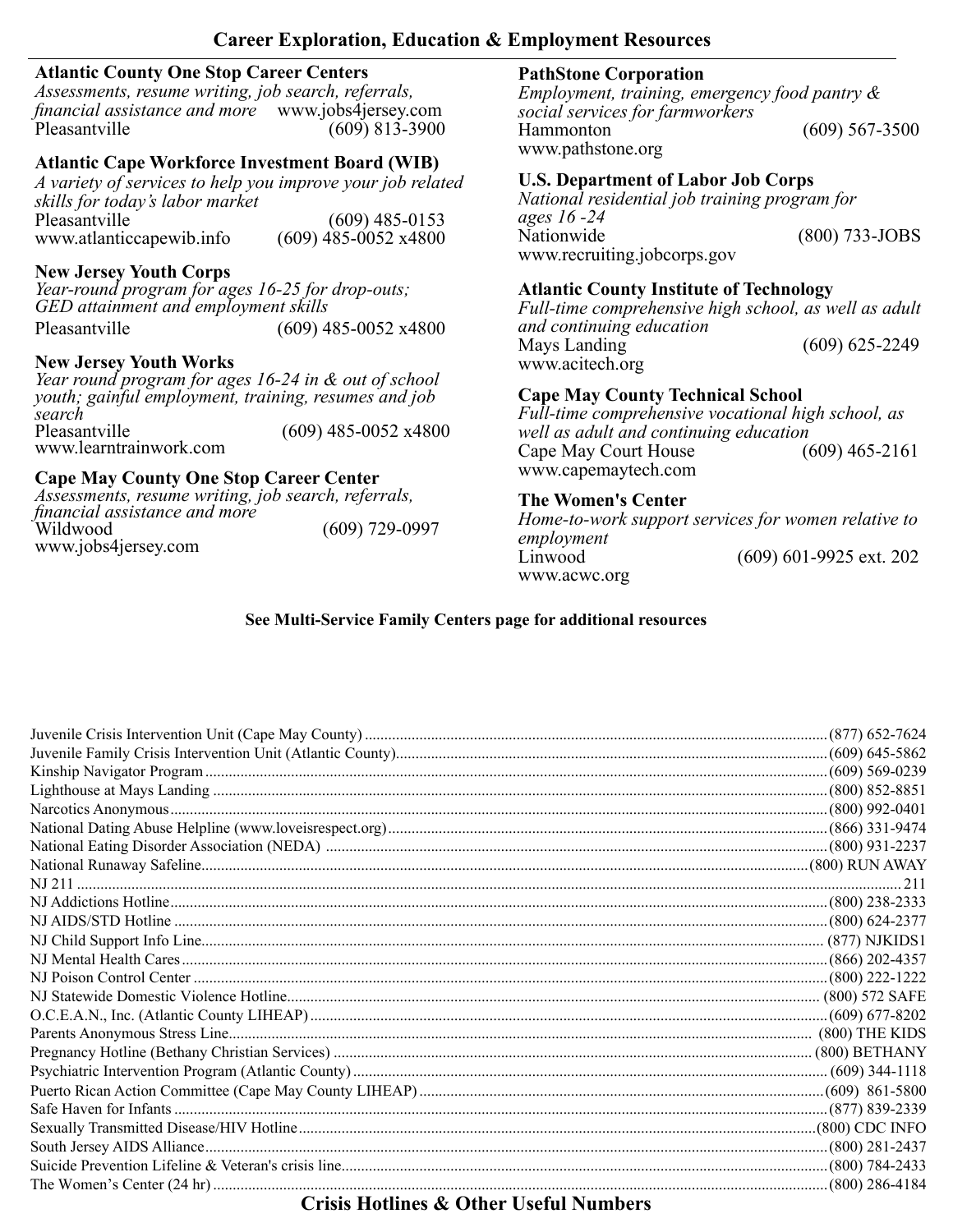## Career Exploration, Education & Employment Resources

### Atlantic County One Stop Career Centers

*Assessments, resume writing, job search, referrals, financial assistance and more* www.jobs4jersey.com
Pleasantville (609) 813-3900

### Atlantic Cape Workforce Investment Board (WIB)

*A variety of services to help you improve your job related skills for today's labor market*
Pleasantville (609) 485-0153
www.atlanticcapewib.info (609) 485-0052 x4800

### New Jersey Youth Corps

*Year-round program for ages 16-25 for drop-outs; GED attainment and employment skills*
Pleasantville (609) 485-0052 x4800

### New Jersey Youth Works

*Year round program for ages 16-24 in & out of school youth; gainful employment, training, resumes and job search*
Pleasantville (609) 485-0052 x4800
www.learntrainwork.com

### Cape May County One Stop Career Center

*Assessments, resume writing, job search, referrals, financial assistance and more*
Wildwood (609) 729-0997
www.jobs4jersey.com

### PathStone Corporation

*Employment, training, emergency food pantry & social services for farmworkers*
Hammonton (609) 567-3500
www.pathstone.org

### U.S. Department of Labor Job Corps

*National residential job training program for ages 16 -24*
Nationwide (800) 733-JOBS
www.recruiting.jobcorps.gov

### Atlantic County Institute of Technology

*Full-time comprehensive high school, as well as adult and continuing education*
Mays Landing (609) 625-2249
www.acitech.org

### Cape May County Technical School

*Full-time comprehensive vocational high school, as well as adult and continuing education*
Cape May Court House (609) 465-2161
www.capemaytech.com

### The Women's Center

*Home-to-work support services for women relative to employment*
Linwood (609) 601-9925 ext. 202
www.acwc.org

**See Multi-Service Family Centers page for additional resources**

## Crisis Hotlines & Other Useful Numbers

| Name | Number |
|---|---|
| Juvenile Crisis Intervention Unit (Cape May County) | (877) 652-7624 |
| Juvenile Family Crisis Intervention Unit (Atlantic County) | (609) 645-5862 |
| Kinship Navigator Program | (609) 569-0239 |
| Lighthouse at Mays Landing | (800) 852-8851 |
| Narcotics Anonymous | (800) 992-0401 |
| National Dating Abuse Helpline (www.loveisrespect.org) | (866) 331-9474 |
| National Eating Disorder Association (NEDA) | (800) 931-2237 |
| National Runaway Safeline | (800) RUN AWAY |
| NJ 211 | 211 |
| NJ Addictions Hotline | (800) 238-2333 |
| NJ AIDS/STD Hotline | (800) 624-2377 |
| NJ Child Support Info Line | (877) NJKIDS1 |
| NJ Mental Health Cares | (866) 202-4357 |
| NJ Poison Control Center | (800) 222-1222 |
| NJ Statewide Domestic Violence Hotline | (800) 572 SAFE |
| O.C.E.A.N., Inc. (Atlantic County LIHEAP) | (609) 677-8202 |
| Parents Anonymous Stress Line | (800) THE KIDS |
| Pregnancy Hotline (Bethany Christian Services) | (800) BETHANY |
| Psychiatric Intervention Program (Atlantic County) | (609) 344-1118 |
| Puerto Rican Action Committee (Cape May County LIHEAP) | (609) 861-5800 |
| Safe Haven for Infants | (877) 839-2339 |
| Sexually Transmitted Disease/HIV Hotline | (800) CDC INFO |
| South Jersey AIDS Alliance | (800) 281-2437 |
| Suicide Prevention Lifeline & Veteran's crisis line | (800) 784-2433 |
| The Women's Center (24 hr) | (800) 286-4184 |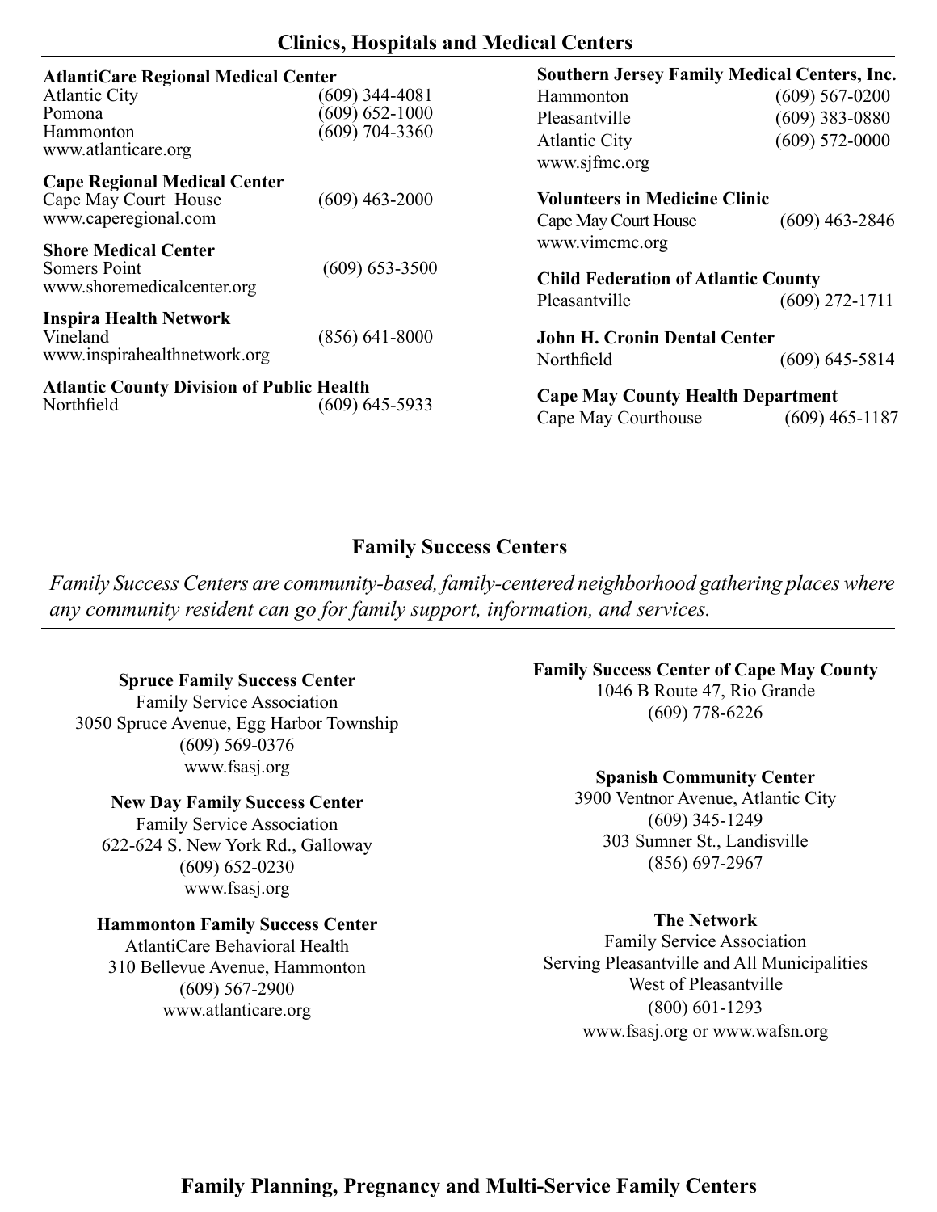## Clinics, Hospitals and Medical Centers

**AtlantiCare Regional Medical Center**
Atlantic City (609) 344-4081
Pomona (609) 652-1000
Hammonton (609) 704-3360
www.atlanticare.org

**Cape Regional Medical Center**
Cape May Court House (609) 463-2000
www.caperegional.com

**Shore Medical Center**
Somers Point (609) 653-3500
www.shoremedicalcenter.org

**Inspira Health Network**
Vineland (856) 641-8000
www.inspirahealthnetwork.org

**Atlantic County Division of Public Health**
Northfield (609) 645-5933

**Southern Jersey Family Medical Centers, Inc.**
Hammonton (609) 567-0200
Pleasantville (609) 383-0880
Atlantic City (609) 572-0000
www.sjfmc.org

**Volunteers in Medicine Clinic**
Cape May Court House (609) 463-2846
www.vimcmc.org

**Child Federation of Atlantic County**
Pleasantville (609) 272-1711

**John H. Cronin Dental Center**
Northfield (609) 645-5814

**Cape May County Health Department**
Cape May Courthouse (609) 465-1187

## Family Success Centers

*Family Success Centers are community-based, family-centered neighborhood gathering places where any community resident can go for family support, information, and services.*

**Spruce Family Success Center**
Family Service Association
3050 Spruce Avenue, Egg Harbor Township
(609) 569-0376
www.fsasj.org

**New Day Family Success Center**
Family Service Association
622-624 S. New York Rd., Galloway
(609) 652-0230
www.fsasj.org

**Hammonton Family Success Center**
AtlantiCare Behavioral Health
310 Bellevue Avenue, Hammonton
(609) 567-2900
www.atlanticare.org

**Family Success Center of Cape May County**
1046 B Route 47, Rio Grande
(609) 778-6226

**Spanish Community Center**
3900 Ventnor Avenue, Atlantic City
(609) 345-1249
303 Sumner St., Landisville
(856) 697-2967

**The Network**
Family Service Association
Serving Pleasantville and All Municipalities West of Pleasantville
(800) 601-1293
www.fsasj.org or www.wafsn.org

## Family Planning, Pregnancy and Multi-Service Family Centers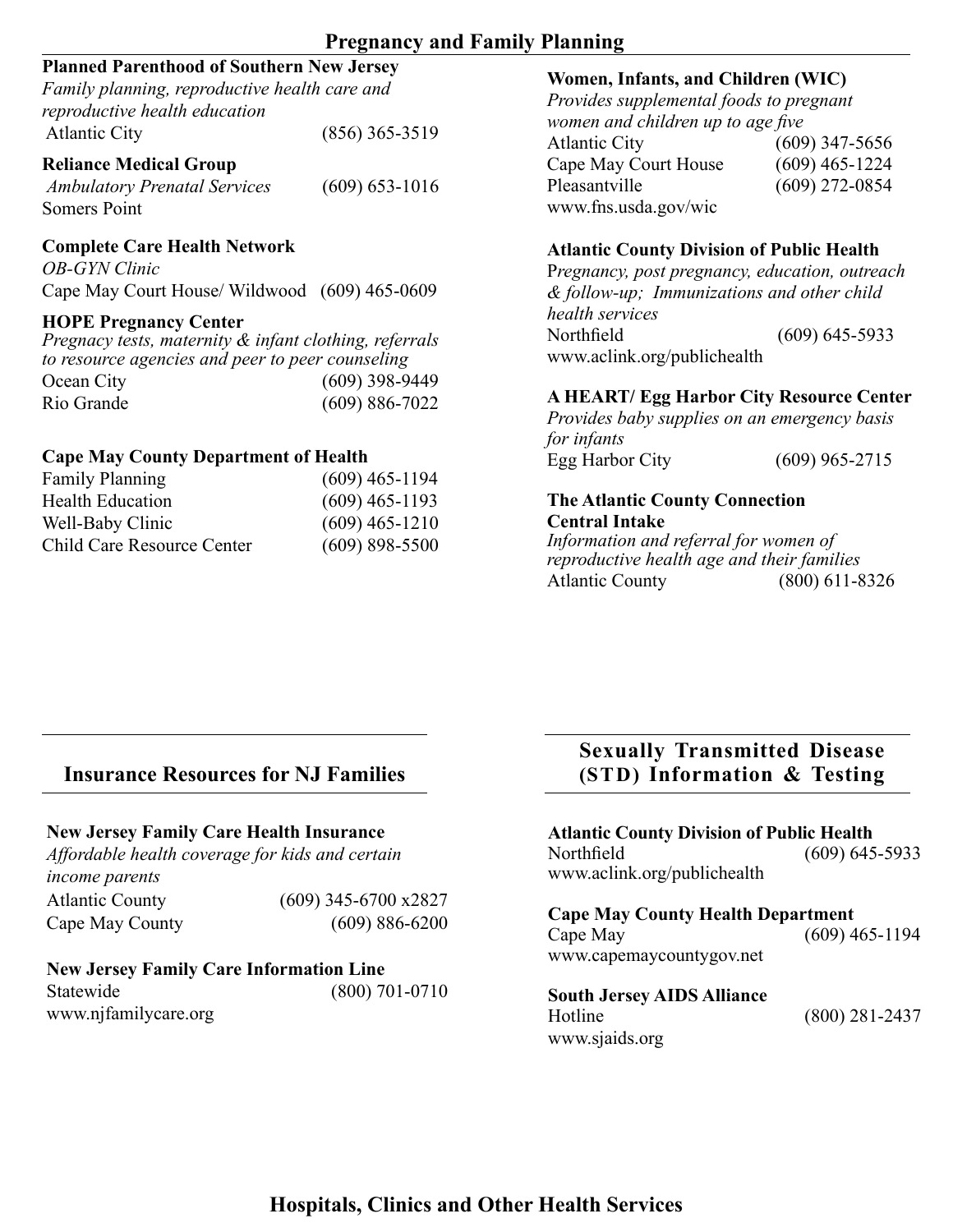## Pregnancy and Family Planning

**Planned Parenthood of Southern New Jersey**
*Family planning, reproductive health care and reproductive health education*
Atlantic City (856) 365-3519

**Reliance Medical Group**
*Ambulatory Prenatal Services* (609) 653-1016
Somers Point

**Complete Care Health Network**
*OB-GYN Clinic*
Cape May Court House/ Wildwood (609) 465-0609

**HOPE Pregnancy Center**
*Pregnacy tests, maternity & infant clothing, referrals to resource agencies and peer to peer counseling*
Ocean City (609) 398-9449
Rio Grande (609) 886-7022

**Cape May County Department of Health**
Family Planning (609) 465-1194
Health Education (609) 465-1193
Well-Baby Clinic (609) 465-1210
Child Care Resource Center (609) 898-5500

**Women, Infants, and Children (WIC)**
*Provides supplemental foods to pregnant women and children up to age five*
Atlantic City (609) 347-5656
Cape May Court House (609) 465-1224
Pleasantville (609) 272-0854
www.fns.usda.gov/wic

**Atlantic County Division of Public Health**
P*regnancy, post pregnancy, education, outreach & follow-up; Immunizations and other child health services*
Northfield (609) 645-5933
www.aclink.org/publichealth

**A HEART/ Egg Harbor City Resource Center**
*Provides baby supplies on an emergency basis for infants*
Egg Harbor City (609) 965-2715

**The Atlantic County Connection Central Intake**
*Information and referral for women of reproductive health age and their families*
Atlantic County (800) 611-8326

## Insurance Resources for NJ Families

**New Jersey Family Care Health Insurance**
*Affordable health coverage for kids and certain income parents*
Atlantic County (609) 345-6700 x2827
Cape May County (609) 886-6200

**New Jersey Family Care Information Line**
Statewide (800) 701-0710
www.njfamilycare.org

## Sexually Transmitted Disease (STD) Information & Testing

**Atlantic County Division of Public Health**
Northfield (609) 645-5933
www.aclink.org/publichealth

**Cape May County Health Department**
Cape May (609) 465-1194
www.capemaycountygov.net

**South Jersey AIDS Alliance**
Hotline (800) 281-2437
www.sjaids.org

## Hospitals, Clinics and Other Health Services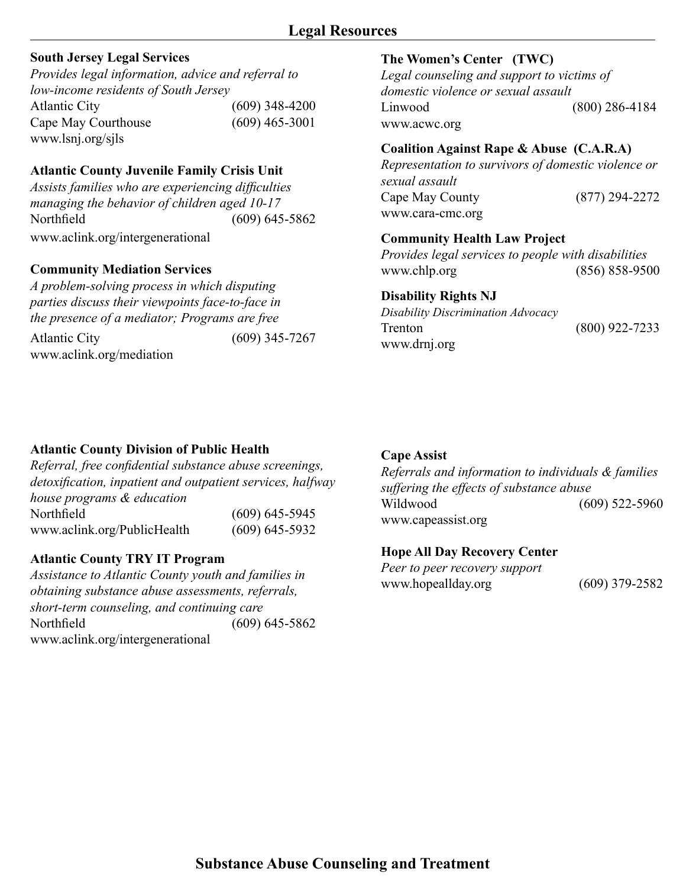## Legal Resources

**South Jersey Legal Services**

*Provides legal information, advice and referral to low-income residents of South Jersey*

Atlantic City (609) 348-4200
Cape May Courthouse (609) 465-3001
www.lsnj.org/sjls

**Atlantic County Juvenile Family Crisis Unit**

*Assists families who are experiencing difficulties managing the behavior of children aged 10-17*

Northfield (609) 645-5862
www.aclink.org/intergenerational

**Community Mediation Services**

*A problem-solving process in which disputing parties discuss their viewpoints face-to-face in the presence of a mediator; Programs are free*

Atlantic City (609) 345-7267
www.aclink.org/mediation

**The Women's Center (TWC)**

*Legal counseling and support to victims of domestic violence or sexual assault*

Linwood (800) 286-4184
www.acwc.org

**Coalition Against Rape & Abuse (C.A.R.A)**

*Representation to survivors of domestic violence or sexual assault*

Cape May County (877) 294-2272
www.cara-cmc.org

**Community Health Law Project**

*Provides legal services to people with disabilities*

www.chlp.org (856) 858-9500

**Disability Rights NJ**

*Disability Discrimination Advocacy*

Trenton (800) 922-7233
www.drnj.org

**Atlantic County Division of Public Health**

*Referral, free confidential substance abuse screenings, detoxification, inpatient and outpatient services, halfway house programs & education*

Northfield (609) 645-5945
www.aclink.org/PublicHealth (609) 645-5932

**Atlantic County TRY IT Program**

*Assistance to Atlantic County youth and families in obtaining substance abuse assessments, referrals, short-term counseling, and continuing care*

Northfield (609) 645-5862
www.aclink.org/intergenerational

**Cape Assist**

*Referrals and information to individuals & families suffering the effects of substance abuse*

Wildwood (609) 522-5960
www.capeassist.org

**Hope All Day Recovery Center**

*Peer to peer recovery support*

www.hopeallday.org (609) 379-2582

## Substance Abuse Counseling and Treatment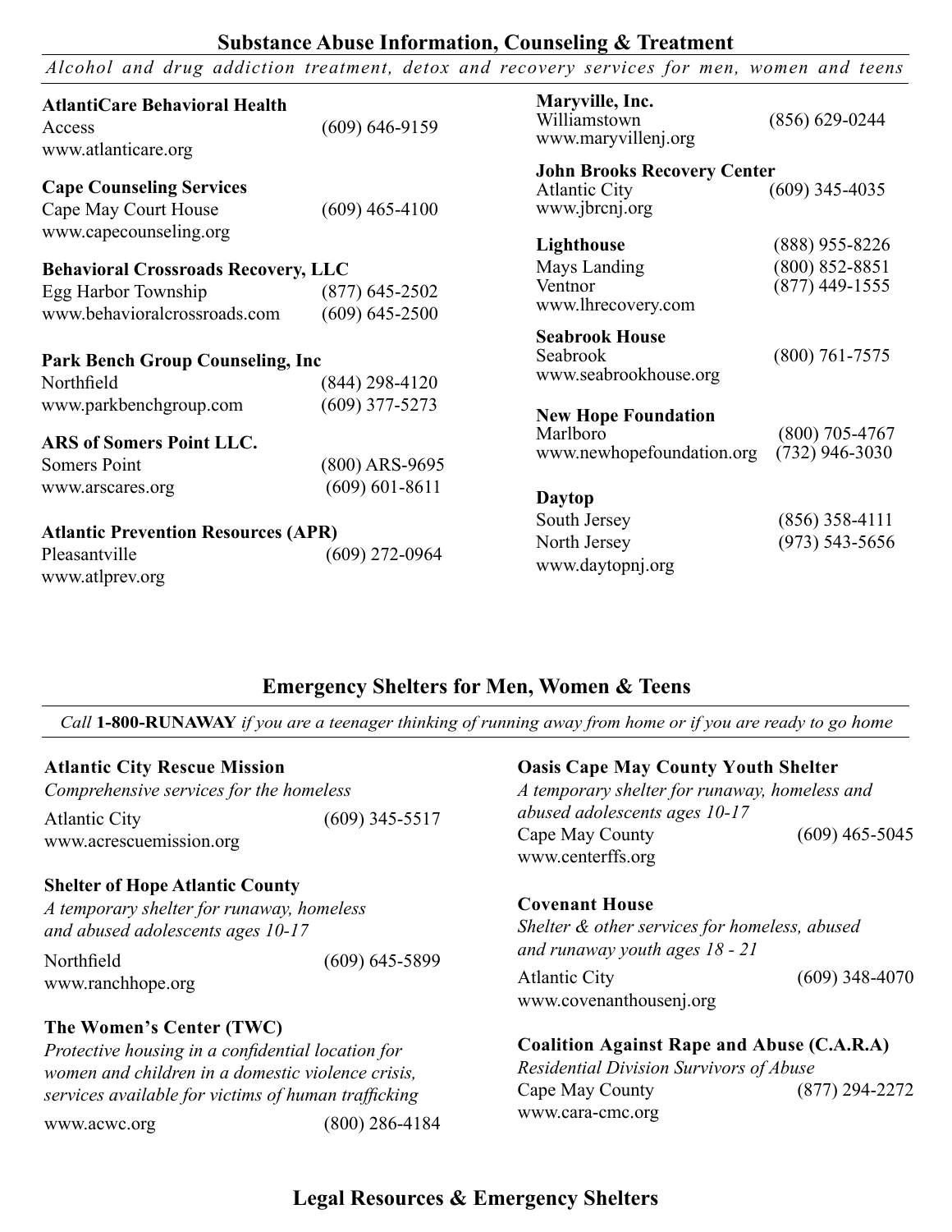## Substance Abuse Information, Counseling & Treatment

*Alcohol and drug addiction treatment, detox and recovery services for men, women and teens*

**AtlantiCare Behavioral Health**
Access (609) 646-9159
www.atlanticare.org

**Cape Counseling Services**
Cape May Court House (609) 465-4100
www.capecounseling.org

**Behavioral Crossroads Recovery, LLC**
Egg Harbor Township (877) 645-2502
www.behavioralcrossroads.com (609) 645-2500

**Park Bench Group Counseling, Inc**
Northfield (844) 298-4120
www.parkbenchgroup.com (609) 377-5273

**ARS of Somers Point LLC.**
Somers Point (800) ARS-9695
www.arscares.org (609) 601-8611

**Atlantic Prevention Resources (APR)**
Pleasantville (609) 272-0964
www.atlprev.org

**Maryville, Inc.**
Williamstown (856) 629-0244
www.maryvillenj.org

**John Brooks Recovery Center**
Atlantic City (609) 345-4035
www.jbrcnj.org

**Lighthouse** (888) 955-8226
Mays Landing (800) 852-8851
Ventnor (877) 449-1555
www.lhrecovery.com

**Seabrook House**
Seabrook (800) 761-7575
www.seabrookhouse.org

**New Hope Foundation**
Marlboro (800) 705-4767
www.newhopefoundation.org (732) 946-3030

**Daytop**
South Jersey (856) 358-4111
North Jersey (973) 543-5656
www.daytopnj.org

## Emergency Shelters for Men, Women & Teens

*Call* **1-800-RUNAWAY** *if you are a teenager thinking of running away from home or if you are ready to go home*

**Atlantic City Rescue Mission**
*Comprehensive services for the homeless*
Atlantic City (609) 345-5517
www.acrescuemission.org

**Shelter of Hope Atlantic County**
*A temporary shelter for runaway, homeless and abused adolescents ages 10-17*
Northfield (609) 645-5899
www.ranchhope.org

**The Women's Center (TWC)**
*Protective housing in a confidential location for women and children in a domestic violence crisis, services available for victims of human trafficking*
www.acwc.org (800) 286-4184

**Oasis Cape May County Youth Shelter**
*A temporary shelter for runaway, homeless and abused adolescents ages 10-17*
Cape May County (609) 465-5045
www.centerffs.org

**Covenant House**
*Shelter & other services for homeless, abused and runaway youth ages 18 - 21*
Atlantic City (609) 348-4070
www.covenanthousenj.org

**Coalition Against Rape and Abuse (C.A.R.A)**
*Residential Division Survivors of Abuse*
Cape May County (877) 294-2272
www.cara-cmc.org

## Legal Resources & Emergency Shelters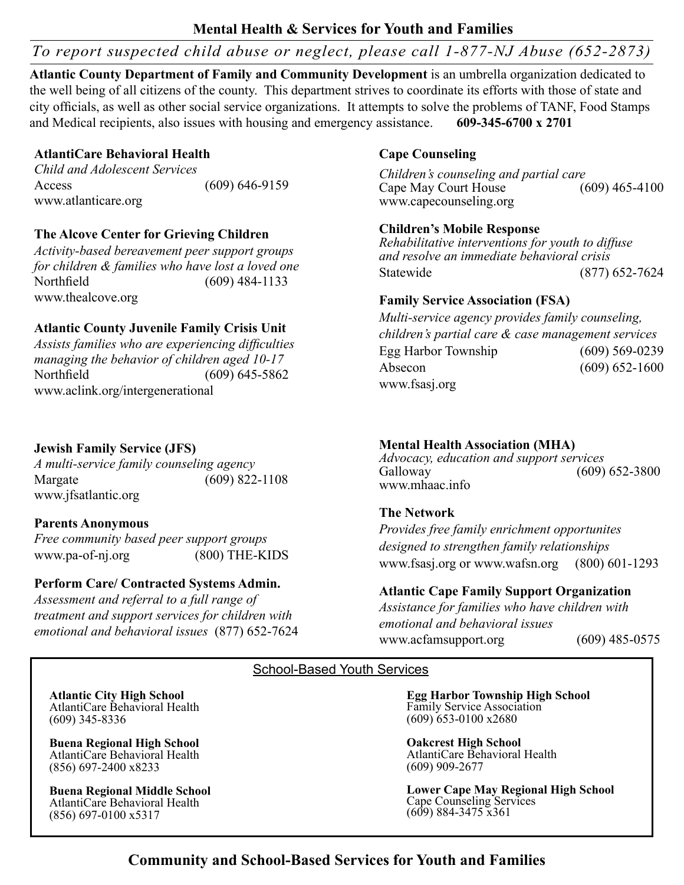## Mental Health & Services for Youth and Families

*To report suspected child abuse or neglect, please call 1-877-NJ Abuse (652-2873)*

**Atlantic County Department of Family and Community Development** is an umbrella organization dedicated to the well being of all citizens of the county. This department strives to coordinate its efforts with those of state and city officials, as well as other social service organizations. It attempts to solve the problems of TANF, Food Stamps and Medical recipients, also issues with housing and emergency assistance. **609-345-6700 x 2701**

**AtlantiCare Behavioral Health**
*Child and Adolescent Services*
Access (609) 646-9159
www.atlanticare.org

**The Alcove Center for Grieving Children**
*Activity-based bereavement peer support groups for children & families who have lost a loved one*
Northfield (609) 484-1133
www.thealcove.org

**Atlantic County Juvenile Family Crisis Unit**
*Assists families who are experiencing difficulties managing the behavior of children aged 10-17*
Northfield (609) 645-5862
www.aclink.org/intergenerational

**Jewish Family Service (JFS)**
*A multi-service family counseling agency*
Margate (609) 822-1108
www.jfsatlantic.org

**Parents Anonymous**
*Free community based peer support groups*
www.pa-of-nj.org (800) THE-KIDS

**Perform Care/ Contracted Systems Admin.**
*Assessment and referral to a full range of treatment and support services for children with emotional and behavioral issues* (877) 652-7624

**Cape Counseling**
*Children's counseling and partial care*
Cape May Court House (609) 465-4100
www.capecounseling.org

**Children's Mobile Response**
*Rehabilitative interventions for youth to diffuse and resolve an immediate behavioral crisis*
Statewide (877) 652-7624

**Family Service Association (FSA)**
*Multi-service agency provides family counseling, children's partial care & case management services*
Egg Harbor Township (609) 569-0239
Absecon (609) 652-1600
www.fsasj.org

**Mental Health Association (MHA)**
*Advocacy, education and support services*
Galloway (609) 652-3800
www.mhaac.info

**The Network**
*Provides free family enrichment opportunites designed to strengthen family relationships*
www.fsasj.org or www.wafsn.org (800) 601-1293

**Atlantic Cape Family Support Organization**
*Assistance for families who have children with emotional and behavioral issues*
www.acfamsupport.org (609) 485-0575

### School-Based Youth Services

**Atlantic City High School**
AtlantiCare Behavioral Health
(609) 345-8336

**Buena Regional High School**
AtlantiCare Behavioral Health
(856) 697-2400 x8233

**Buena Regional Middle School**
AtlantiCare Behavioral Health
(856) 697-0100 x5317

**Egg Harbor Township High School**
Family Service Association
(609) 653-0100 x2680

**Oakcrest High School**
AtlantiCare Behavioral Health
(609) 909-2677

**Lower Cape May Regional High School**
Cape Counseling Services
(609) 884-3475 x361

## Community and School-Based Services for Youth and Families